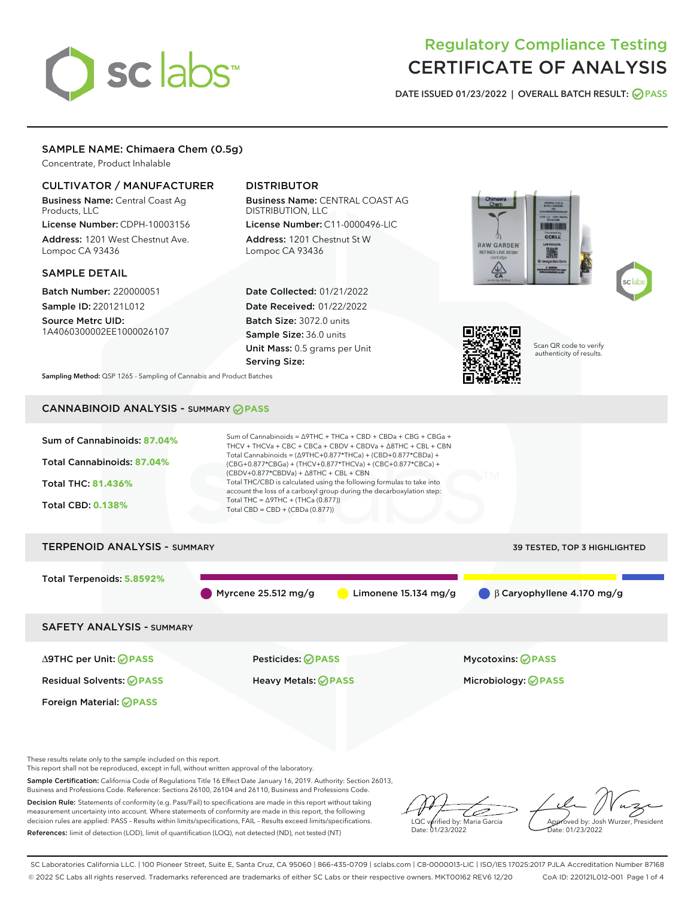# Regulatory Compliance Testing
# CERTIFICATE OF ANALYSIS

DATE ISSUED 01/23/2022 | OVERALL BATCH RESULT: PASS

## SAMPLE NAME: Chimaera Chem (0.5g)

Concentrate, Product Inhalable

### CULTIVATOR / MANUFACTURER

**Business Name:** Central Coast Ag Products, LLC

**License Number:** CDPH-10003156

**Address:** 1201 West Chestnut Ave. Lompoc CA 93436

### DISTRIBUTOR

**Business Name:** CENTRAL COAST AG DISTRIBUTION, LLC

**License Number:** C11-0000496-LIC

**Address:** 1201 Chestnut St W Lompoc CA 93436

### SAMPLE DETAIL

**Batch Number:** 220000051

**Sample ID:** 220121L012

**Source Metrc UID:** 1A4060300002EE1000026107

**Date Collected:** 01/21/2022

**Date Received:** 01/22/2022

**Batch Size:** 3072.0 units

**Sample Size:** 36.0 units

**Unit Mass:** 0.5 grams per Unit

**Serving Size:**

Scan QR code to verify authenticity of results.

**Sampling Method:** QSP 1265 - Sampling of Cannabis and Product Batches

## CANNABINOID ANALYSIS - SUMMARY PASS

Sum of Cannabinoids: **87.04%**

Total Cannabinoids: **87.04%**

Total THC: **81.436%**

Total CBD: **0.138%**

Sum of Cannabinoids = Δ9THC + THCa + CBD + CBDa + CBG + CBGa + THCV + THCVa + CBC + CBCa + CBDV + CBDVa + Δ8THC + CBL + CBN

Total Cannabinoids = (Δ9THC+0.877*THCa) + (CBD+0.877*CBDa) + (CBG+0.877*CBGa) + (THCV+0.877*THCVa) + (CBC+0.877*CBCa) + (CBDV+0.877*CBDVa) + Δ8THC + CBL + CBN

Total THC/CBD is calculated using the following formulas to take into account the loss of a carboxyl group during the decarboxylation step:

Total THC = Δ9THC + (THCa (0.877))

Total CBD = CBD + (CBDa (0.877))

## TERPENOID ANALYSIS - SUMMARY

39 TESTED, TOP 3 HIGHLIGHTED

Total Terpenoids: **5.8592%**

Myrcene 25.512 mg/g | Limonene 15.134 mg/g | β Caryophyllene 4.170 mg/g

## SAFETY ANALYSIS - SUMMARY

| | | |
|---|---|---|
| Δ9THC per Unit: PASS | Pesticides: PASS | Mycotoxins: PASS |
| Residual Solvents: PASS | Heavy Metals: PASS | Microbiology: PASS |
| Foreign Material: PASS | | |

These results relate only to the sample included on this report.
This report shall not be reproduced, except in full, without written approval of the laboratory.

**Sample Certification:** California Code of Regulations Title 16 Effect Date January 16, 2019. Authority: Section 26013, Business and Professions Code. Reference: Sections 26100, 26104 and 26110, Business and Professions Code.

**Decision Rule:** Statements of conformity (e.g. Pass/Fail) to specifications are made in this report without taking measurement uncertainty into account. Where statements of conformity are made in this report, the following decision rules are applied: PASS – Results within limits/specifications, FAIL – Results exceed limits/specifications.

**References:** limit of detection (LOD), limit of quantification (LOQ), not detected (ND), not tested (NT)

LQC verified by: Maria Garcia
Date: 01/23/2022

Approved by: Josh Wurzer, President
Date: 01/23/2022

SC Laboratories California LLC. | 100 Pioneer Street, Suite E, Santa Cruz, CA 95060 | 866-435-0709 | sclabs.com | C8-0000013-LIC | ISO/IES 17025:2017 PJLA Accreditation Number 87168
© 2022 SC Labs all rights reserved. Trademarks referenced are trademarks of either SC Labs or their respective owners. MKT00162 REV6 12/20 CoA ID: 220121L012-001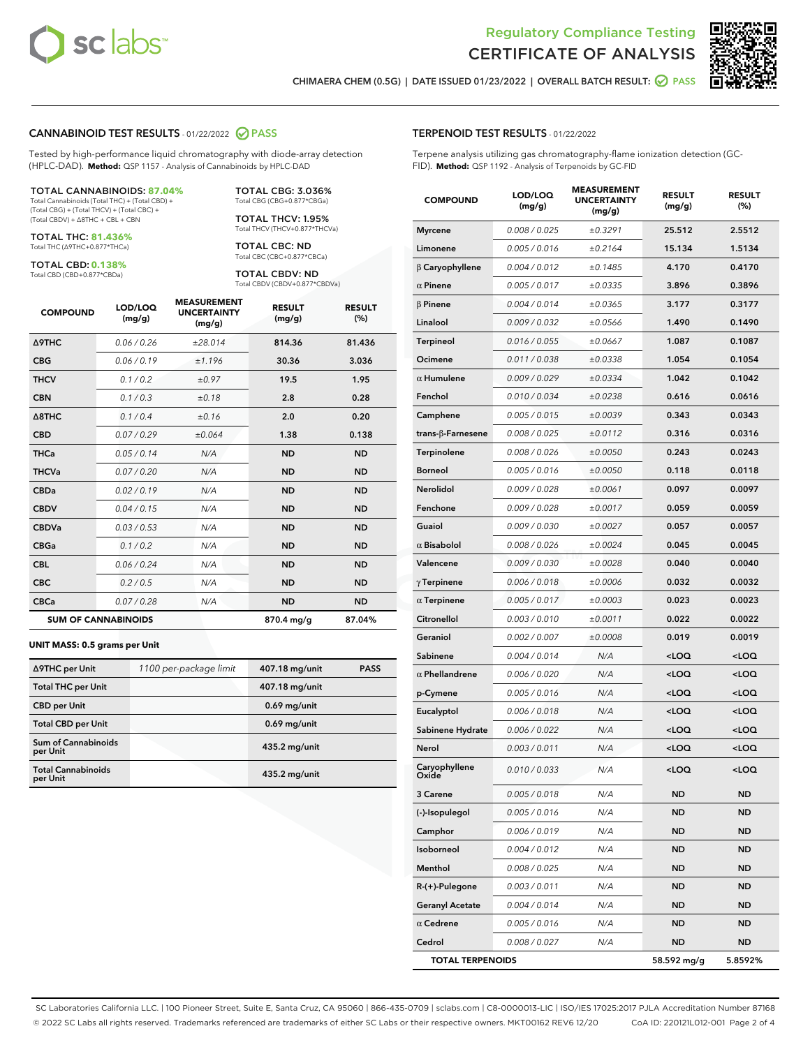Regulatory Compliance Testing
# CERTIFICATE OF ANALYSIS

CHIMAERA CHEM (0.5G) | DATE ISSUED 01/23/2022 | OVERALL BATCH RESULT: PASS

## CANNABINOID TEST RESULTS - 01/22/2022 PASS

Tested by high-performance liquid chromatography with diode-array detection (HPLC-DAD). **Method:** QSP 1157 - Analysis of Cannabinoids by HPLC-DAD

**TOTAL CANNABINOIDS: 87.04%**
Total Cannabinoids (Total THC) + (Total CBD) + (Total CBG) + (Total THCV) + (Total CBC) + (Total CBDV) + Δ8THC + CBL + CBN

**TOTAL THC: 81.436%**
Total THC (Δ9THC+0.877*THCa)

**TOTAL CBD: 0.138%**
Total CBD (CBD+0.877*CBDa)

**TOTAL CBG: 3.036%**
Total CBG (CBG+0.877*CBGa)

**TOTAL THCV: 1.95%**
Total THCV (THCV+0.877*THCVa)

**TOTAL CBC: ND**
Total CBC (CBC+0.877*CBCa)

**TOTAL CBDV: ND**
Total CBDV (CBDV+0.877*CBDVa)

| COMPOUND | LOD/LOQ (mg/g) | MEASUREMENT UNCERTAINTY (mg/g) | RESULT (mg/g) | RESULT (%) |
|---|---|---|---|---|
| Δ9THC | 0.06 / 0.26 | ±28.014 | 814.36 | 81.436 |
| CBG | 0.06 / 0.19 | ±1.196 | 30.36 | 3.036 |
| THCV | 0.1 / 0.2 | ±0.97 | 19.5 | 1.95 |
| CBN | 0.1 / 0.3 | ±0.18 | 2.8 | 0.28 |
| Δ8THC | 0.1 / 0.4 | ±0.16 | 2.0 | 0.20 |
| CBD | 0.07 / 0.29 | ±0.064 | 1.38 | 0.138 |
| THCa | 0.05 / 0.14 | N/A | ND | ND |
| THCVa | 0.07 / 0.20 | N/A | ND | ND |
| CBDa | 0.02 / 0.19 | N/A | ND | ND |
| CBDV | 0.04 / 0.15 | N/A | ND | ND |
| CBDVa | 0.03 / 0.53 | N/A | ND | ND |
| CBGa | 0.1 / 0.2 | N/A | ND | ND |
| CBL | 0.06 / 0.24 | N/A | ND | ND |
| CBC | 0.2 / 0.5 | N/A | ND | ND |
| CBCa | 0.07 / 0.28 | N/A | ND | ND |
| **SUM OF CANNABINOIDS** | | | 870.4 mg/g | 87.04% |

**UNIT MASS: 0.5 grams per Unit**

| | | | |
|---|---|---|---|
| Δ9THC per Unit | 1100 per-package limit | 407.18 mg/unit | PASS |
| Total THC per Unit | | 407.18 mg/unit | |
| CBD per Unit | | 0.69 mg/unit | |
| Total CBD per Unit | | 0.69 mg/unit | |
| Sum of Cannabinoids per Unit | | 435.2 mg/unit | |
| Total Cannabinoids per Unit | | 435.2 mg/unit | |

## TERPENOID TEST RESULTS - 01/22/2022

Terpene analysis utilizing gas chromatography-flame ionization detection (GC-FID). **Method:** QSP 1192 - Analysis of Terpenoids by GC-FID

| COMPOUND | LOD/LOQ (mg/g) | MEASUREMENT UNCERTAINTY (mg/g) | RESULT (mg/g) | RESULT (%) |
|---|---|---|---|---|
| Myrcene | 0.008 / 0.025 | ±0.3291 | 25.512 | 2.5512 |
| Limonene | 0.005 / 0.016 | ±0.2164 | 15.134 | 1.5134 |
| β Caryophyllene | 0.004 / 0.012 | ±0.1485 | 4.170 | 0.4170 |
| α Pinene | 0.005 / 0.017 | ±0.0335 | 3.896 | 0.3896 |
| β Pinene | 0.004 / 0.014 | ±0.0365 | 3.177 | 0.3177 |
| Linalool | 0.009 / 0.032 | ±0.0566 | 1.490 | 0.1490 |
| Terpineol | 0.016 / 0.055 | ±0.0667 | 1.087 | 0.1087 |
| Ocimene | 0.011 / 0.038 | ±0.0338 | 1.054 | 0.1054 |
| α Humulene | 0.009 / 0.029 | ±0.0334 | 1.042 | 0.1042 |
| Fenchol | 0.010 / 0.034 | ±0.0238 | 0.616 | 0.0616 |
| Camphene | 0.005 / 0.015 | ±0.0039 | 0.343 | 0.0343 |
| trans-β-Farnesene | 0.008 / 0.025 | ±0.0112 | 0.316 | 0.0316 |
| Terpinolene | 0.008 / 0.026 | ±0.0050 | 0.243 | 0.0243 |
| Borneol | 0.005 / 0.016 | ±0.0050 | 0.118 | 0.0118 |
| Nerolidol | 0.009 / 0.028 | ±0.0061 | 0.097 | 0.0097 |
| Fenchone | 0.009 / 0.028 | ±0.0017 | 0.059 | 0.0059 |
| Guaiol | 0.009 / 0.030 | ±0.0027 | 0.057 | 0.0057 |
| α Bisabolol | 0.008 / 0.026 | ±0.0024 | 0.045 | 0.0045 |
| Valencene | 0.009 / 0.030 | ±0.0028 | 0.040 | 0.0040 |
| γ Terpinene | 0.006 / 0.018 | ±0.0006 | 0.032 | 0.0032 |
| α Terpinene | 0.005 / 0.017 | ±0.0003 | 0.023 | 0.0023 |
| Citronellol | 0.003 / 0.010 | ±0.0011 | 0.022 | 0.0022 |
| Geraniol | 0.002 / 0.007 | ±0.0008 | 0.019 | 0.0019 |
| Sabinene | 0.004 / 0.014 | N/A | <LOQ | <LOQ |
| α Phellandrene | 0.006 / 0.020 | N/A | <LOQ | <LOQ |
| p-Cymene | 0.005 / 0.016 | N/A | <LOQ | <LOQ |
| Eucalyptol | 0.006 / 0.018 | N/A | <LOQ | <LOQ |
| Sabinene Hydrate | 0.006 / 0.022 | N/A | <LOQ | <LOQ |
| Nerol | 0.003 / 0.011 | N/A | <LOQ | <LOQ |
| Caryophyllene Oxide | 0.010 / 0.033 | N/A | <LOQ | <LOQ |
| 3 Carene | 0.005 / 0.018 | N/A | ND | ND |
| (-)-Isopulegol | 0.005 / 0.016 | N/A | ND | ND |
| Camphor | 0.006 / 0.019 | N/A | ND | ND |
| Isoborneol | 0.004 / 0.012 | N/A | ND | ND |
| Menthol | 0.008 / 0.025 | N/A | ND | ND |
| R-(+)-Pulegone | 0.003 / 0.011 | N/A | ND | ND |
| Geranyl Acetate | 0.004 / 0.014 | N/A | ND | ND |
| α Cedrene | 0.005 / 0.016 | N/A | ND | ND |
| Cedrol | 0.008 / 0.027 | N/A | ND | ND |
| **TOTAL TERPENOIDS** | | | 58.592 mg/g | 5.8592% |

SC Laboratories California LLC. | 100 Pioneer Street, Suite E, Santa Cruz, CA 95060 | 866-435-0709 | sclabs.com | C8-0000013-LIC | ISO/IES 17025:2017 PJLA Accreditation Number 87168
© 2022 SC Labs all rights reserved. Trademarks referenced are trademarks of either SC Labs or their respective owners. MKT00162 REV6 12/20 CoA ID: 220121L012-001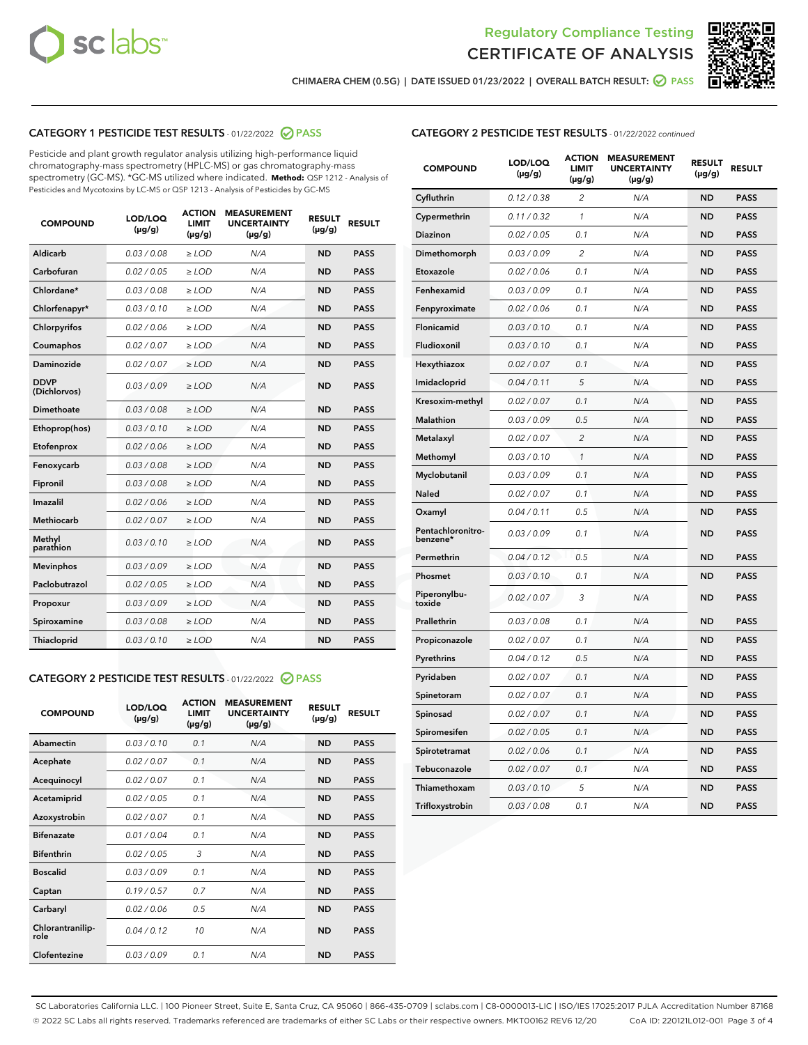Regulatory Compliance Testing

CERTIFICATE OF ANALYSIS

CHIMAERA CHEM (0.5G) | DATE ISSUED 01/23/2022 | OVERALL BATCH RESULT: PASS

## CATEGORY 1 PESTICIDE TEST RESULTS - 01/22/2022 PASS

Pesticide and plant growth regulator analysis utilizing high-performance liquid chromatography-mass spectrometry (HPLC-MS) or gas chromatography-mass spectrometry (GC-MS). *GC-MS utilized where indicated. **Method:** QSP 1212 - Analysis of Pesticides and Mycotoxins by LC-MS or QSP 1213 - Analysis of Pesticides by GC-MS

| COMPOUND | LOD/LOQ (µg/g) | ACTION LIMIT (µg/g) | MEASUREMENT UNCERTAINTY (µg/g) | RESULT (µg/g) | RESULT |
|---|---|---|---|---|---|
| Aldicarb | 0.03 / 0.08 | ≥ LOD | N/A | ND | PASS |
| Carbofuran | 0.02 / 0.05 | ≥ LOD | N/A | ND | PASS |
| Chlordane* | 0.03 / 0.08 | ≥ LOD | N/A | ND | PASS |
| Chlorfenapyr* | 0.03 / 0.10 | ≥ LOD | N/A | ND | PASS |
| Chlorpyrifos | 0.02 / 0.06 | ≥ LOD | N/A | ND | PASS |
| Coumaphos | 0.02 / 0.07 | ≥ LOD | N/A | ND | PASS |
| Daminozide | 0.02 / 0.07 | ≥ LOD | N/A | ND | PASS |
| DDVP (Dichlorvos) | 0.03 / 0.09 | ≥ LOD | N/A | ND | PASS |
| Dimethoate | 0.03 / 0.08 | ≥ LOD | N/A | ND | PASS |
| Ethoprop(hos) | 0.03 / 0.10 | ≥ LOD | N/A | ND | PASS |
| Etofenprox | 0.02 / 0.06 | ≥ LOD | N/A | ND | PASS |
| Fenoxycarb | 0.03 / 0.08 | ≥ LOD | N/A | ND | PASS |
| Fipronil | 0.03 / 0.08 | ≥ LOD | N/A | ND | PASS |
| Imazalil | 0.02 / 0.06 | ≥ LOD | N/A | ND | PASS |
| Methiocarb | 0.02 / 0.07 | ≥ LOD | N/A | ND | PASS |
| Methyl parathion | 0.03 / 0.10 | ≥ LOD | N/A | ND | PASS |
| Mevinphos | 0.03 / 0.09 | ≥ LOD | N/A | ND | PASS |
| Paclobutrazol | 0.02 / 0.05 | ≥ LOD | N/A | ND | PASS |
| Propoxur | 0.03 / 0.09 | ≥ LOD | N/A | ND | PASS |
| Spiroxamine | 0.03 / 0.08 | ≥ LOD | N/A | ND | PASS |
| Thiacloprid | 0.03 / 0.10 | ≥ LOD | N/A | ND | PASS |

## CATEGORY 2 PESTICIDE TEST RESULTS - 01/22/2022 PASS

| COMPOUND | LOD/LOQ (µg/g) | ACTION LIMIT (µg/g) | MEASUREMENT UNCERTAINTY (µg/g) | RESULT (µg/g) | RESULT |
|---|---|---|---|---|---|
| Abamectin | 0.03 / 0.10 | 0.1 | N/A | ND | PASS |
| Acephate | 0.02 / 0.07 | 0.1 | N/A | ND | PASS |
| Acequinocyl | 0.02 / 0.07 | 0.1 | N/A | ND | PASS |
| Acetamiprid | 0.02 / 0.05 | 0.1 | N/A | ND | PASS |
| Azoxystrobin | 0.02 / 0.07 | 0.1 | N/A | ND | PASS |
| Bifenazate | 0.01 / 0.04 | 0.1 | N/A | ND | PASS |
| Bifenthrin | 0.02 / 0.05 | 3 | N/A | ND | PASS |
| Boscalid | 0.03 / 0.09 | 0.1 | N/A | ND | PASS |
| Captan | 0.19 / 0.57 | 0.7 | N/A | ND | PASS |
| Carbaryl | 0.02 / 0.06 | 0.5 | N/A | ND | PASS |
| Chlorantraniliprole | 0.04 / 0.12 | 10 | N/A | ND | PASS |
| Clofentezine | 0.03 / 0.09 | 0.1 | N/A | ND | PASS |
| Cyfluthrin | 0.12 / 0.38 | 2 | N/A | ND | PASS |
| Cypermethrin | 0.11 / 0.32 | 1 | N/A | ND | PASS |
| Diazinon | 0.02 / 0.05 | 0.1 | N/A | ND | PASS |
| Dimethomorph | 0.03 / 0.09 | 2 | N/A | ND | PASS |
| Etoxazole | 0.02 / 0.06 | 0.1 | N/A | ND | PASS |
| Fenhexamid | 0.03 / 0.09 | 0.1 | N/A | ND | PASS |
| Fenpyroximate | 0.02 / 0.06 | 0.1 | N/A | ND | PASS |
| Flonicamid | 0.03 / 0.10 | 0.1 | N/A | ND | PASS |
| Fludioxonil | 0.03 / 0.10 | 0.1 | N/A | ND | PASS |
| Hexythiazox | 0.02 / 0.07 | 0.1 | N/A | ND | PASS |
| Imidacloprid | 0.04 / 0.11 | 5 | N/A | ND | PASS |
| Kresoxim-methyl | 0.02 / 0.07 | 0.1 | N/A | ND | PASS |
| Malathion | 0.03 / 0.09 | 0.5 | N/A | ND | PASS |
| Metalaxyl | 0.02 / 0.07 | 2 | N/A | ND | PASS |
| Methomyl | 0.03 / 0.10 | 1 | N/A | ND | PASS |
| Myclobutanil | 0.03 / 0.09 | 0.1 | N/A | ND | PASS |
| Naled | 0.02 / 0.07 | 0.1 | N/A | ND | PASS |
| Oxamyl | 0.04 / 0.11 | 0.5 | N/A | ND | PASS |
| Pentachloronitrobenzene* | 0.03 / 0.09 | 0.1 | N/A | ND | PASS |
| Permethrin | 0.04 / 0.12 | 0.5 | N/A | ND | PASS |
| Phosmet | 0.03 / 0.10 | 0.1 | N/A | ND | PASS |
| Piperonylbutoxide | 0.02 / 0.07 | 3 | N/A | ND | PASS |
| Prallethrin | 0.03 / 0.08 | 0.1 | N/A | ND | PASS |
| Propiconazole | 0.02 / 0.07 | 0.1 | N/A | ND | PASS |
| Pyrethrins | 0.04 / 0.12 | 0.5 | N/A | ND | PASS |
| Pyridaben | 0.02 / 0.07 | 0.1 | N/A | ND | PASS |
| Spinetoram | 0.02 / 0.07 | 0.1 | N/A | ND | PASS |
| Spinosad | 0.02 / 0.07 | 0.1 | N/A | ND | PASS |
| Spiromesifen | 0.02 / 0.05 | 0.1 | N/A | ND | PASS |
| Spirotetramat | 0.02 / 0.06 | 0.1 | N/A | ND | PASS |
| Tebuconazole | 0.02 / 0.07 | 0.1 | N/A | ND | PASS |
| Thiamethoxam | 0.03 / 0.10 | 5 | N/A | ND | PASS |
| Trifloxystrobin | 0.03 / 0.08 | 0.1 | N/A | ND | PASS |

SC Laboratories California LLC. | 100 Pioneer Street, Suite E, Santa Cruz, CA 95060 | 866-435-0709 | sclabs.com | C8-0000013-LIC | ISO/IES 17025:2017 PJLA Accreditation Number 87168
© 2022 SC Labs all rights reserved. Trademarks referenced are trademarks of either SC Labs or their respective owners. MKT00162 REV6 12/20 CoA ID: 220121L012-001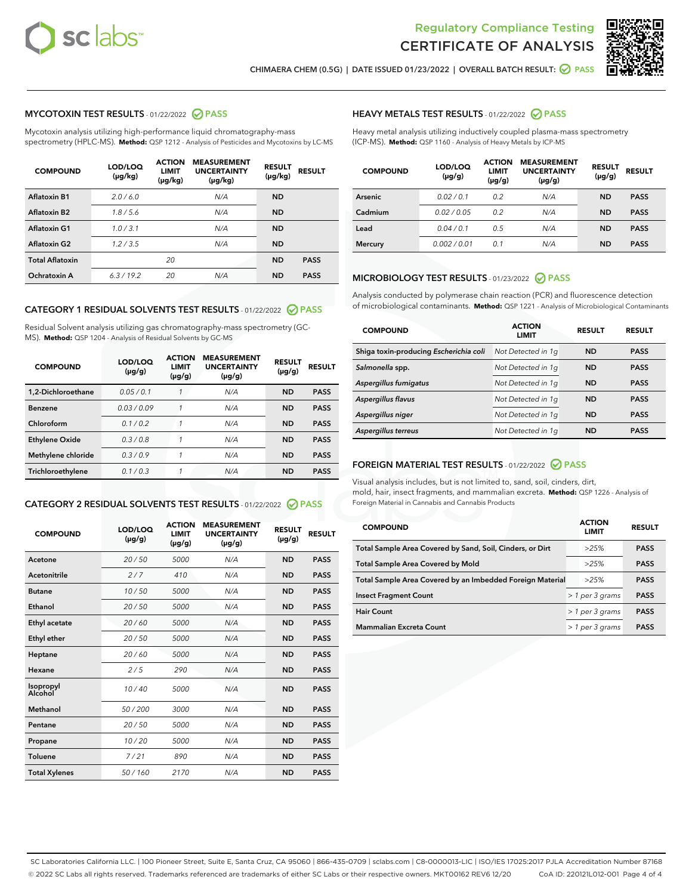Regulatory Compliance Testing

# CERTIFICATE OF ANALYSIS

CHIMAERA CHEM (0.5G) | DATE ISSUED 01/23/2022 | OVERALL BATCH RESULT: PASS

## MYCOTOXIN TEST RESULTS - 01/22/2022 PASS

Mycotoxin analysis utilizing high-performance liquid chromatography-mass spectrometry (HPLC-MS). **Method:** QSP 1212 - Analysis of Pesticides and Mycotoxins by LC-MS

| COMPOUND | LOD/LOQ (μg/kg) | ACTION LIMIT (μg/kg) | MEASUREMENT UNCERTAINTY (μg/kg) | RESULT (μg/kg) | RESULT |
|---|---|---|---|---|---|
| Aflatoxin B1 | 2.0 / 6.0 | | N/A | ND | |
| Aflatoxin B2 | 1.8 / 5.6 | | N/A | ND | |
| Aflatoxin G1 | 1.0 / 3.1 | | N/A | ND | |
| Aflatoxin G2 | 1.2 / 3.5 | | N/A | ND | |
| Total Aflatoxin | | 20 | | ND | PASS |
| Ochratoxin A | 6.3 / 19.2 | 20 | N/A | ND | PASS |

## CATEGORY 1 RESIDUAL SOLVENTS TEST RESULTS - 01/22/2022 PASS

Residual Solvent analysis utilizing gas chromatography-mass spectrometry (GC-MS). **Method:** QSP 1204 - Analysis of Residual Solvents by GC-MS

| COMPOUND | LOD/LOQ (μg/g) | ACTION LIMIT (μg/g) | MEASUREMENT UNCERTAINTY (μg/g) | RESULT (μg/g) | RESULT |
|---|---|---|---|---|---|
| 1,2-Dichloroethane | 0.05 / 0.1 | 1 | N/A | ND | PASS |
| Benzene | 0.03 / 0.09 | 1 | N/A | ND | PASS |
| Chloroform | 0.1 / 0.2 | 1 | N/A | ND | PASS |
| Ethylene Oxide | 0.3 / 0.8 | 1 | N/A | ND | PASS |
| Methylene chloride | 0.3 / 0.9 | 1 | N/A | ND | PASS |
| Trichloroethylene | 0.1 / 0.3 | 1 | N/A | ND | PASS |

## CATEGORY 2 RESIDUAL SOLVENTS TEST RESULTS - 01/22/2022 PASS

| COMPOUND | LOD/LOQ (μg/g) | ACTION LIMIT (μg/g) | MEASUREMENT UNCERTAINTY (μg/g) | RESULT (μg/g) | RESULT |
|---|---|---|---|---|---|
| Acetone | 20 / 50 | 5000 | N/A | ND | PASS |
| Acetonitrile | 2 / 7 | 410 | N/A | ND | PASS |
| Butane | 10 / 50 | 5000 | N/A | ND | PASS |
| Ethanol | 20 / 50 | 5000 | N/A | ND | PASS |
| Ethyl acetate | 20 / 60 | 5000 | N/A | ND | PASS |
| Ethyl ether | 20 / 50 | 5000 | N/A | ND | PASS |
| Heptane | 20 / 60 | 5000 | N/A | ND | PASS |
| Hexane | 2 / 5 | 290 | N/A | ND | PASS |
| Isopropyl Alcohol | 10 / 40 | 5000 | N/A | ND | PASS |
| Methanol | 50 / 200 | 3000 | N/A | ND | PASS |
| Pentane | 20 / 50 | 5000 | N/A | ND | PASS |
| Propane | 10 / 20 | 5000 | N/A | ND | PASS |
| Toluene | 7 / 21 | 890 | N/A | ND | PASS |
| Total Xylenes | 50 / 160 | 2170 | N/A | ND | PASS |

## HEAVY METALS TEST RESULTS - 01/22/2022 PASS

Heavy metal analysis utilizing inductively coupled plasma-mass spectrometry (ICP-MS). **Method:** QSP 1160 - Analysis of Heavy Metals by ICP-MS

| COMPOUND | LOD/LOQ (μg/g) | ACTION LIMIT (μg/g) | MEASUREMENT UNCERTAINTY (μg/g) | RESULT (μg/g) | RESULT |
|---|---|---|---|---|---|
| Arsenic | 0.02 / 0.1 | 0.2 | N/A | ND | PASS |
| Cadmium | 0.02 / 0.05 | 0.2 | N/A | ND | PASS |
| Lead | 0.04 / 0.1 | 0.5 | N/A | ND | PASS |
| Mercury | 0.002 / 0.01 | 0.1 | N/A | ND | PASS |

## MICROBIOLOGY TEST RESULTS - 01/23/2022 PASS

Analysis conducted by polymerase chain reaction (PCR) and fluorescence detection of microbiological contaminants. **Method:** QSP 1221 - Analysis of Microbiological Contaminants

| COMPOUND | ACTION LIMIT | RESULT | RESULT |
|---|---|---|---|
| Shiga toxin-producing *Escherichia coli* | Not Detected in 1g | ND | PASS |
| *Salmonella* spp. | Not Detected in 1g | ND | PASS |
| *Aspergillus fumigatus* | Not Detected in 1g | ND | PASS |
| *Aspergillus flavus* | Not Detected in 1g | ND | PASS |
| *Aspergillus niger* | Not Detected in 1g | ND | PASS |
| *Aspergillus terreus* | Not Detected in 1g | ND | PASS |

## FOREIGN MATERIAL TEST RESULTS - 01/22/2022 PASS

Visual analysis includes, but is not limited to, sand, soil, cinders, dirt, mold, hair, insect fragments, and mammalian excreta. **Method:** QSP 1226 - Analysis of Foreign Material in Cannabis and Cannabis Products

| COMPOUND | ACTION LIMIT | RESULT |
|---|---|---|
| Total Sample Area Covered by Sand, Soil, Cinders, or Dirt | >25% | PASS |
| Total Sample Area Covered by Mold | >25% | PASS |
| Total Sample Area Covered by an Imbedded Foreign Material | >25% | PASS |
| Insect Fragment Count | > 1 per 3 grams | PASS |
| Hair Count | > 1 per 3 grams | PASS |
| Mammalian Excreta Count | > 1 per 3 grams | PASS |

SC Laboratories California LLC. | 100 Pioneer Street, Suite E, Santa Cruz, CA 95060 | 866-435-0709 | sclabs.com | C8-0000013-LIC | ISO/IES 17025:2017 PJLA Accreditation Number 87168
© 2022 SC Labs all rights reserved. Trademarks referenced are trademarks of either SC Labs or their respective owners. MKT00162 REV6 12/20 CoA ID: 220121L012-001